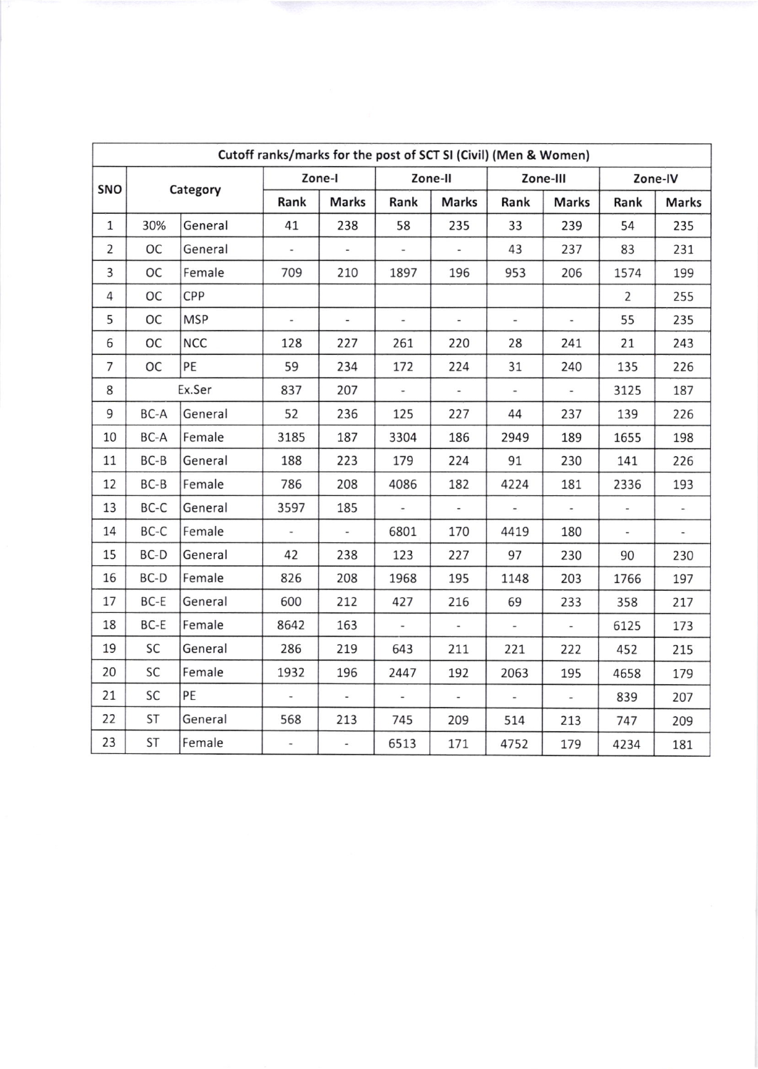| Cutoff ranks/marks for the post of SCT SI (Civil) (Men & Women) | | | | | | | | | | |
|---|---|---|---|---|---|---|---|---|---|---|
| SNO | Category | | Zone-I | | Zone-II | | Zone-III | | Zone-IV | |
| | | | Rank | Marks | Rank | Marks | Rank | Marks | Rank | Marks |
| 1 | 30% | General | 41 | 238 | 58 | 235 | 33 | 239 | 54 | 235 |
| 2 | OC | General | - | - | - | - | 43 | 237 | 83 | 231 |
| 3 | OC | Female | 709 | 210 | 1897 | 196 | 953 | 206 | 1574 | 199 |
| 4 | OC | CPP | | | | | | | 2 | 255 |
| 5 | OC | MSP | - | - | - | - | - | - | 55 | 235 |
| 6 | OC | NCC | 128 | 227 | 261 | 220 | 28 | 241 | 21 | 243 |
| 7 | OC | PE | 59 | 234 | 172 | 224 | 31 | 240 | 135 | 226 |
| 8 | Ex.Ser | | 837 | 207 | - | - | - | - | 3125 | 187 |
| 9 | BC-A | General | 52 | 236 | 125 | 227 | 44 | 237 | 139 | 226 |
| 10 | BC-A | Female | 3185 | 187 | 3304 | 186 | 2949 | 189 | 1655 | 198 |
| 11 | BC-B | General | 188 | 223 | 179 | 224 | 91 | 230 | 141 | 226 |
| 12 | BC-B | Female | 786 | 208 | 4086 | 182 | 4224 | 181 | 2336 | 193 |
| 13 | BC-C | General | 3597 | 185 | - | - | - | - | - | - |
| 14 | BC-C | Female | - | - | 6801 | 170 | 4419 | 180 | - | - |
| 15 | BC-D | General | 42 | 238 | 123 | 227 | 97 | 230 | 90 | 230 |
| 16 | BC-D | Female | 826 | 208 | 1968 | 195 | 1148 | 203 | 1766 | 197 |
| 17 | BC-E | General | 600 | 212 | 427 | 216 | 69 | 233 | 358 | 217 |
| 18 | BC-E | Female | 8642 | 163 | - | - | - | - | 6125 | 173 |
| 19 | SC | General | 286 | 219 | 643 | 211 | 221 | 222 | 452 | 215 |
| 20 | SC | Female | 1932 | 196 | 2447 | 192 | 2063 | 195 | 4658 | 179 |
| 21 | SC | PE | - | - | - | - | - | - | 839 | 207 |
| 22 | ST | General | 568 | 213 | 745 | 209 | 514 | 213 | 747 | 209 |
| 23 | ST | Female | - | - | 6513 | 171 | 4752 | 179 | 4234 | 181 |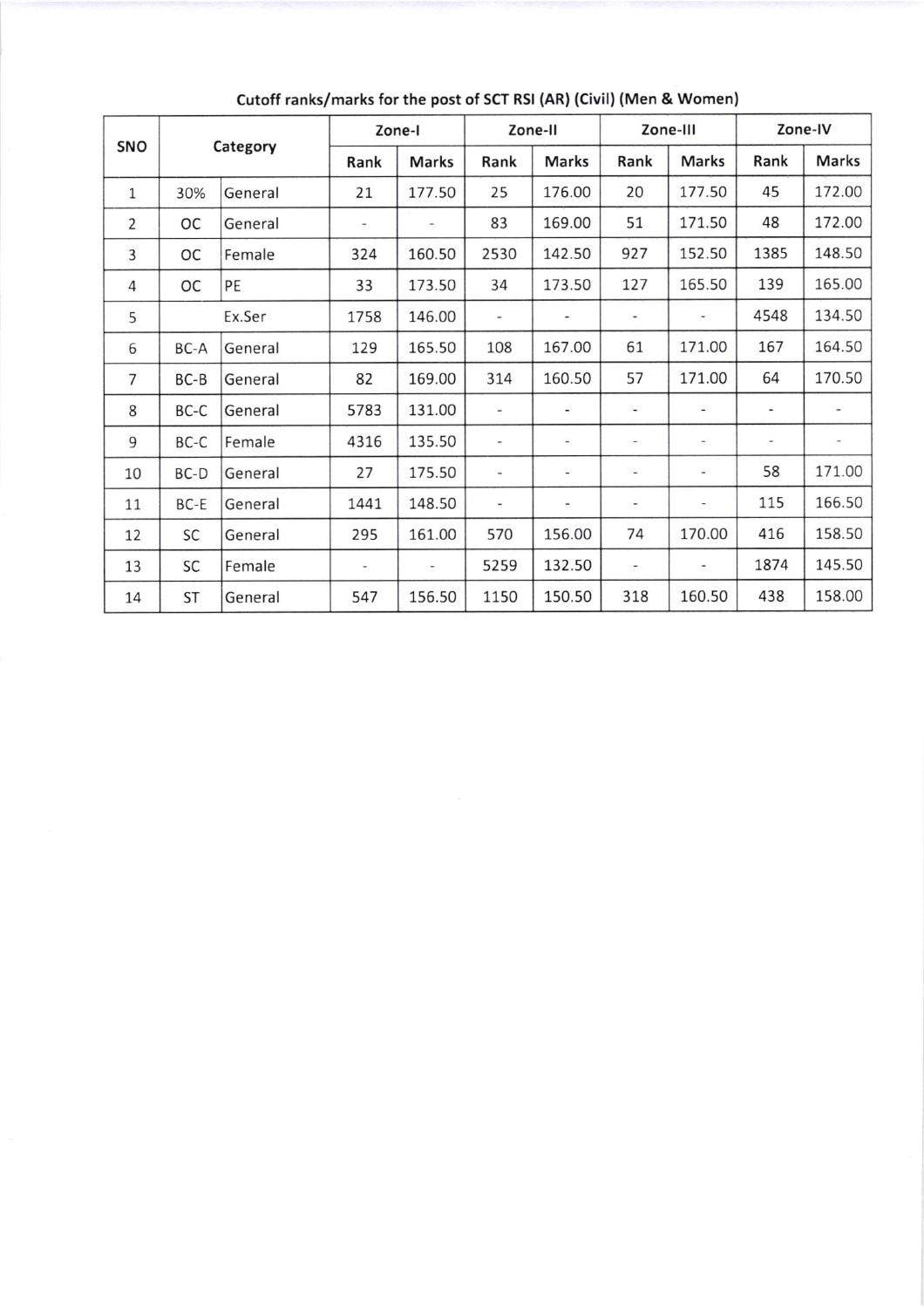**Cutoff ranks/marks for the post of SCT RSI (AR) (Civil) (Men & Women)**

| SNO | Category | | Zone-I | | Zone-II | | Zone-III | | Zone-IV | |
|---|---|---|---|---|---|---|---|---|---|---|
| | | | Rank | Marks | Rank | Marks | Rank | Marks | Rank | Marks |
| 1 | 30% | General | 21 | 177.50 | 25 | 176.00 | 20 | 177.50 | 45 | 172.00 |
| 2 | OC | General | - | - | 83 | 169.00 | 51 | 171.50 | 48 | 172.00 |
| 3 | OC | Female | 324 | 160.50 | 2530 | 142.50 | 927 | 152.50 | 1385 | 148.50 |
| 4 | OC | PE | 33 | 173.50 | 34 | 173.50 | 127 | 165.50 | 139 | 165.00 |
| 5 | | Ex.Ser | 1758 | 146.00 | - | - | - | - | 4548 | 134.50 |
| 6 | BC-A | General | 129 | 165.50 | 108 | 167.00 | 61 | 171.00 | 167 | 164.50 |
| 7 | BC-B | General | 82 | 169.00 | 314 | 160.50 | 57 | 171.00 | 64 | 170.50 |
| 8 | BC-C | General | 5783 | 131.00 | - | - | - | - | - | - |
| 9 | BC-C | Female | 4316 | 135.50 | - | - | - | - | - | - |
| 10 | BC-D | General | 27 | 175.50 | - | - | - | - | 58 | 171.00 |
| 11 | BC-E | General | 1441 | 148.50 | - | - | - | - | 115 | 166.50 |
| 12 | SC | General | 295 | 161.00 | 570 | 156.00 | 74 | 170.00 | 416 | 158.50 |
| 13 | SC | Female | - | - | 5259 | 132.50 | - | - | 1874 | 145.50 |
| 14 | ST | General | 547 | 156.50 | 1150 | 150.50 | 318 | 160.50 | 438 | 158.00 |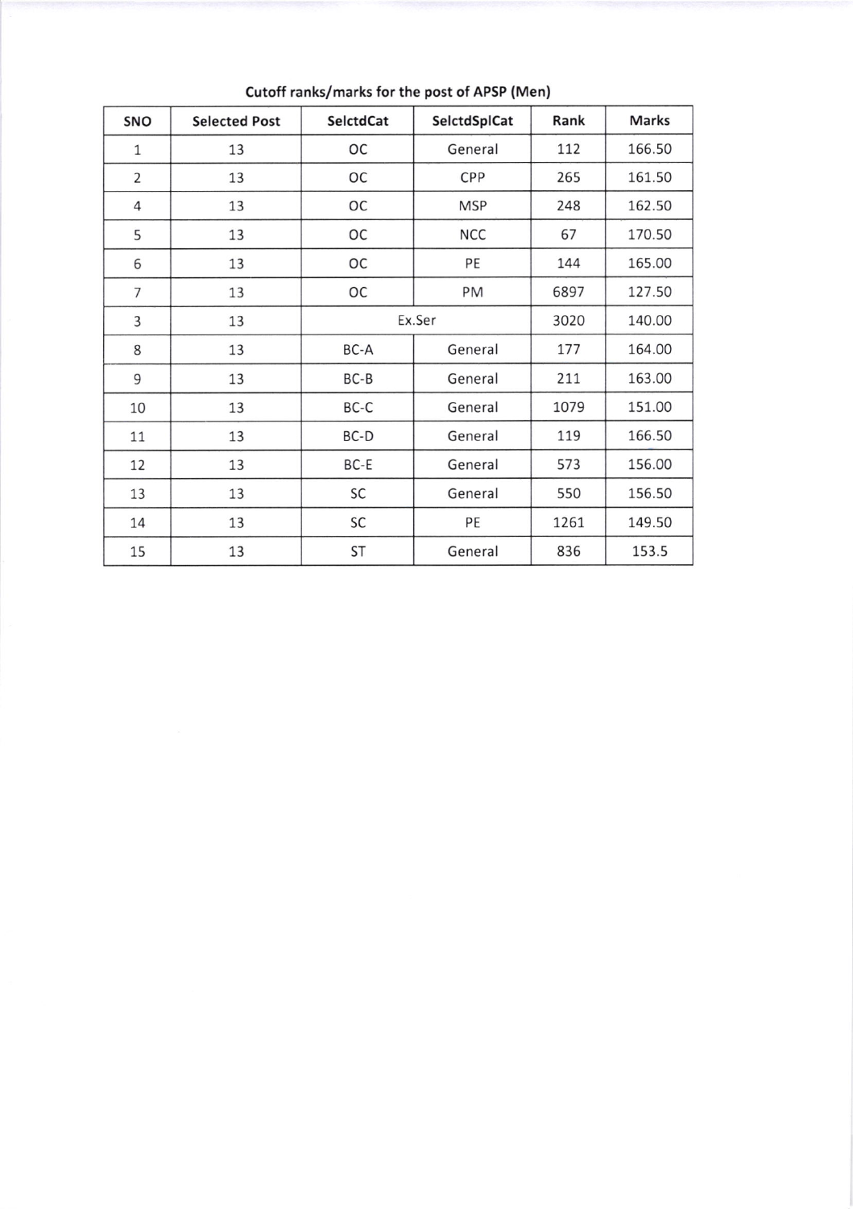**Cutoff ranks/marks for the post of APSP (Men)**

| SNO | Selected Post | SelctdCat | SelctdSplCat | Rank | Marks |
|---|---|---|---|---|---|
| 1 | 13 | OC | General | 112 | 166.50 |
| 2 | 13 | OC | CPP | 265 | 161.50 |
| 4 | 13 | OC | MSP | 248 | 162.50 |
| 5 | 13 | OC | NCC | 67 | 170.50 |
| 6 | 13 | OC | PE | 144 | 165.00 |
| 7 | 13 | OC | PM | 6897 | 127.50 |
| 3 | 13 | Ex.Ser | | 3020 | 140.00 |
| 8 | 13 | BC-A | General | 177 | 164.00 |
| 9 | 13 | BC-B | General | 211 | 163.00 |
| 10 | 13 | BC-C | General | 1079 | 151.00 |
| 11 | 13 | BC-D | General | 119 | 166.50 |
| 12 | 13 | BC-E | General | 573 | 156.00 |
| 13 | 13 | SC | General | 550 | 156.50 |
| 14 | 13 | SC | PE | 1261 | 149.50 |
| 15 | 13 | ST | General | 836 | 153.5 |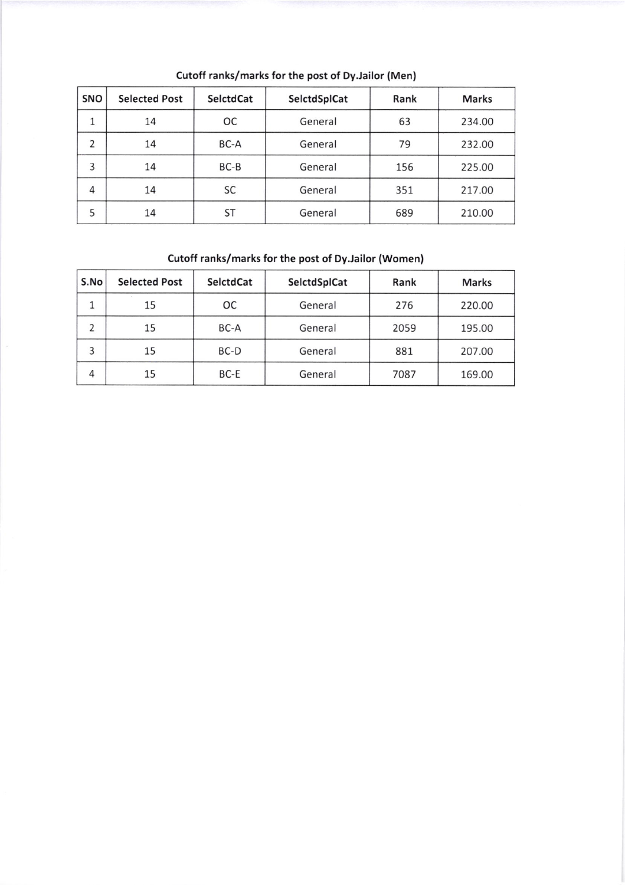### Cutoff ranks/marks for the post of Dy.Jailor (Men)

| SNO | Selected Post | SelctdCat | SelctdSplCat | Rank | Marks |
|---|---|---|---|---|---|
| 1 | 14 | OC | General | 63 | 234.00 |
| 2 | 14 | BC-A | General | 79 | 232.00 |
| 3 | 14 | BC-B | General | 156 | 225.00 |
| 4 | 14 | SC | General | 351 | 217.00 |
| 5 | 14 | ST | General | 689 | 210.00 |

### Cutoff ranks/marks for the post of Dy.Jailor (Women)

| S.No | Selected Post | SelctdCat | SelctdSplCat | Rank | Marks |
|---|---|---|---|---|---|
| 1 | 15 | OC | General | 276 | 220.00 |
| 2 | 15 | BC-A | General | 2059 | 195.00 |
| 3 | 15 | BC-D | General | 881 | 207.00 |
| 4 | 15 | BC-E | General | 7087 | 169.00 |